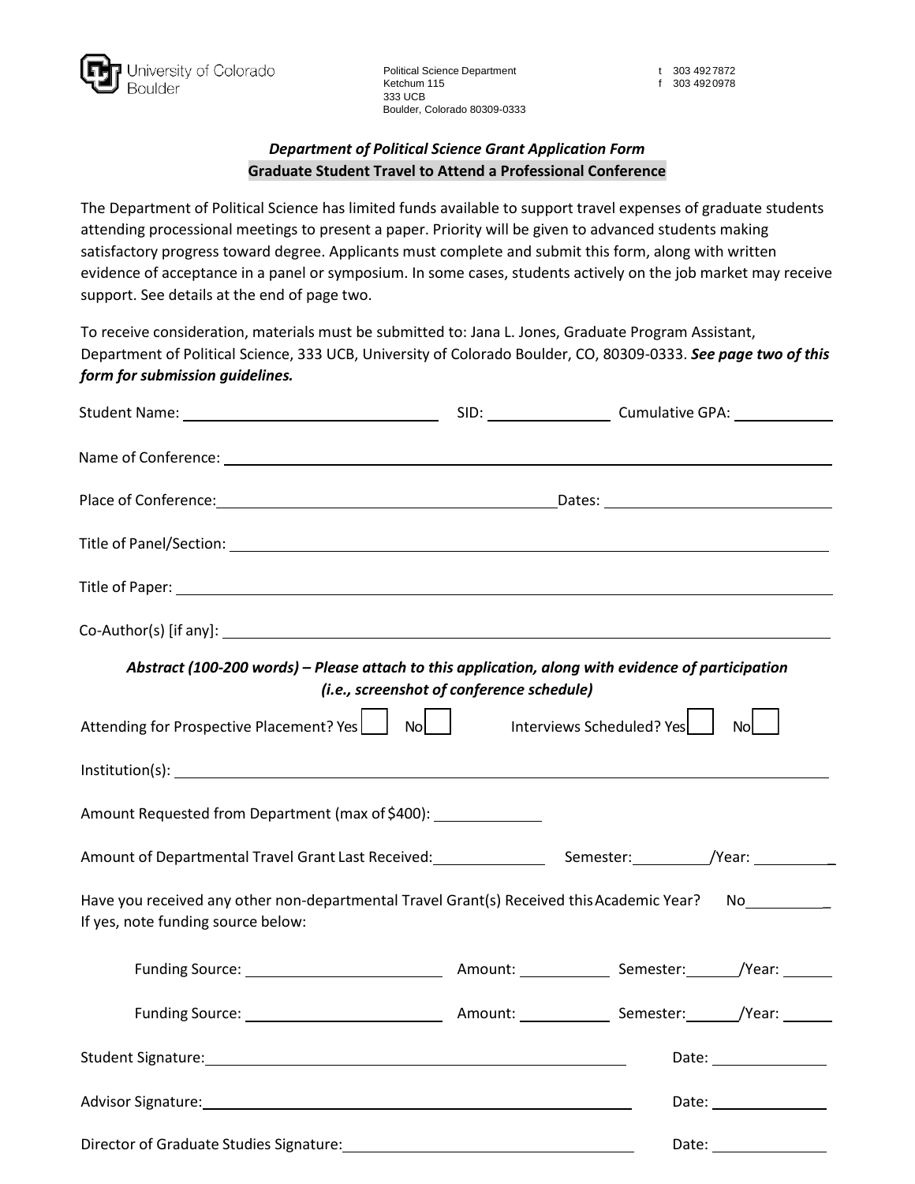University of Colorado Boulder

Political Science Department
Ketchum 115
333 UCB
Boulder, Colorado 80309-0333

t 303 492 7872
f 303 492 0978

***Department of Political Science Grant Application Form***

**Graduate Student Travel to Attend a Professional Conference**

The Department of Political Science has limited funds available to support travel expenses of graduate students attending processional meetings to present a paper. Priority will be given to advanced students making satisfactory progress toward degree. Applicants must complete and submit this form, along with written evidence of acceptance in a panel or symposium. In some cases, students actively on the job market may receive support. See details at the end of page two.

To receive consideration, materials must be submitted to: Jana L. Jones, Graduate Program Assistant, Department of Political Science, 333 UCB, University of Colorado Boulder, CO, 80309-0333. ***See page two of this form for submission guidelines.***

Student Name: ______________________________ SID: ______________ Cumulative GPA: ___________

Name of Conference: ______________________________________________________________

Place of Conference: ______________________________ Dates: ______________________

Title of Panel/Section: ______________________________________________________________

Title of Paper: ______________________________________________________________

Co-Author(s) [if any]: ______________________________________________________________

***Abstract (100-200 words) – Please attach to this application, along with evidence of participation (i.e., screenshot of conference schedule)***

Attending for Prospective Placement? Yes ☐ No ☐     Interviews Scheduled? Yes ☐ No ☐

Institution(s): ______________________________________________________________

Amount Requested from Department (max of $400): ____________

Amount of Departmental Travel Grant Last Received: ____________ Semester: ________/Year: _________

Have you received any other non-departmental Travel Grant(s) Received this Academic Year? No_________
If yes, note funding source below:

Funding Source: ______________________ Amount: __________ Semester: ______/Year: ______

Funding Source: ______________________ Amount: __________ Semester: ______/Year: ______

Student Signature: ______________________________________________ Date: _____________

Advisor Signature: ______________________________________________ Date: _____________

Director of Graduate Studies Signature: ______________________________ Date: _____________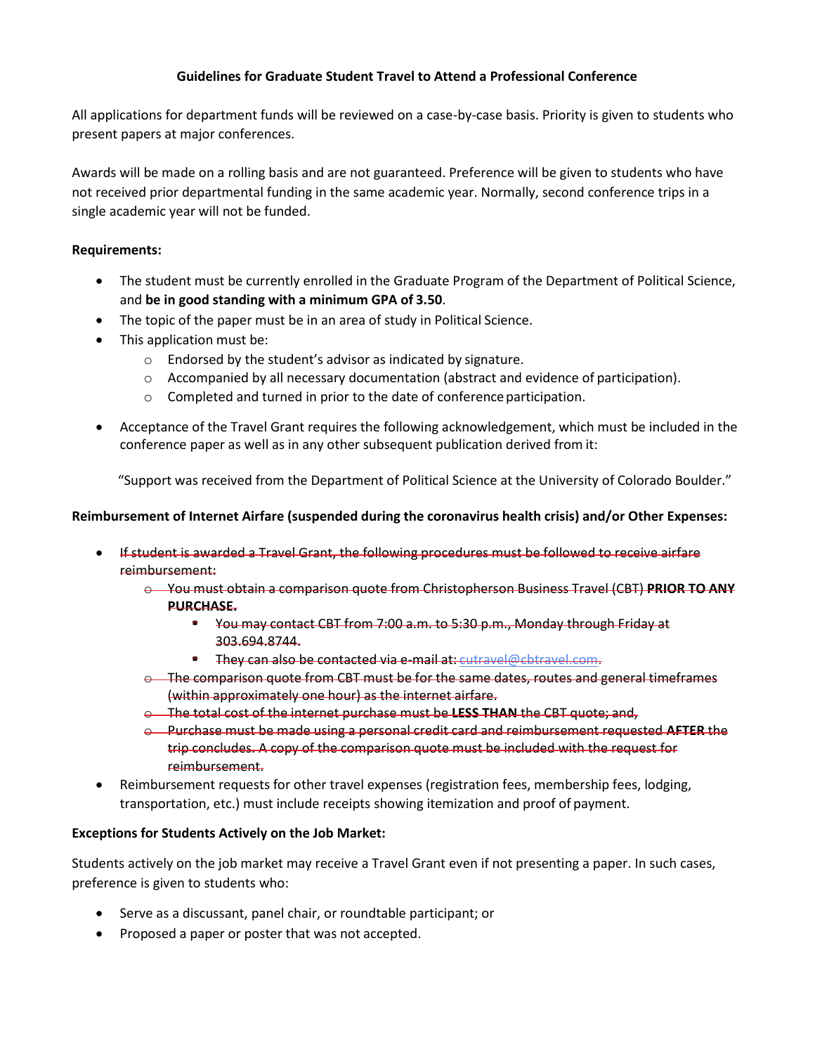**Guidelines for Graduate Student Travel to Attend a Professional Conference**

All applications for department funds will be reviewed on a case-by-case basis. Priority is given to students who present papers at major conferences.

Awards will be made on a rolling basis and are not guaranteed. Preference will be given to students who have not received prior departmental funding in the same academic year. Normally, second conference trips in a single academic year will not be funded.

**Requirements:**

- The student must be currently enrolled in the Graduate Program of the Department of Political Science, and **be in good standing with a minimum GPA of 3.50**.
- The topic of the paper must be in an area of study in Political Science.
- This application must be:
  - Endorsed by the student's advisor as indicated by signature.
  - Accompanied by all necessary documentation (abstract and evidence of participation).
  - Completed and turned in prior to the date of conference participation.
- Acceptance of the Travel Grant requires the following acknowledgement, which must be included in the conference paper as well as in any other subsequent publication derived from it:

  "Support was received from the Department of Political Science at the University of Colorado Boulder."

**Reimbursement of Internet Airfare (suspended during the coronavirus health crisis) and/or Other Expenses:**

- ~~If student is awarded a Travel Grant, the following procedures must be followed to receive airfare reimbursement:~~
  - ~~You must obtain a comparison quote from Christopherson Business Travel (CBT) **PRIOR TO ANY PURCHASE.**~~
    - ~~You may contact CBT from 7:00 a.m. to 5:30 p.m., Monday through Friday at 303.694.8744.~~
    - ~~They can also be contacted via e-mail at: cutravel@cbtravel.com.~~
  - ~~The comparison quote from CBT must be for the same dates, routes and general timeframes (within approximately one hour) as the internet airfare.~~
  - ~~The total cost of the internet purchase must be **LESS THAN** the CBT quote; and,~~
  - ~~Purchase must be made using a personal credit card and reimbursement requested **AFTER** the trip concludes. A copy of the comparison quote must be included with the request for reimbursement.~~
- Reimbursement requests for other travel expenses (registration fees, membership fees, lodging, transportation, etc.) must include receipts showing itemization and proof of payment.

**Exceptions for Students Actively on the Job Market:**

Students actively on the job market may receive a Travel Grant even if not presenting a paper. In such cases, preference is given to students who:

- Serve as a discussant, panel chair, or roundtable participant; or
- Proposed a paper or poster that was not accepted.